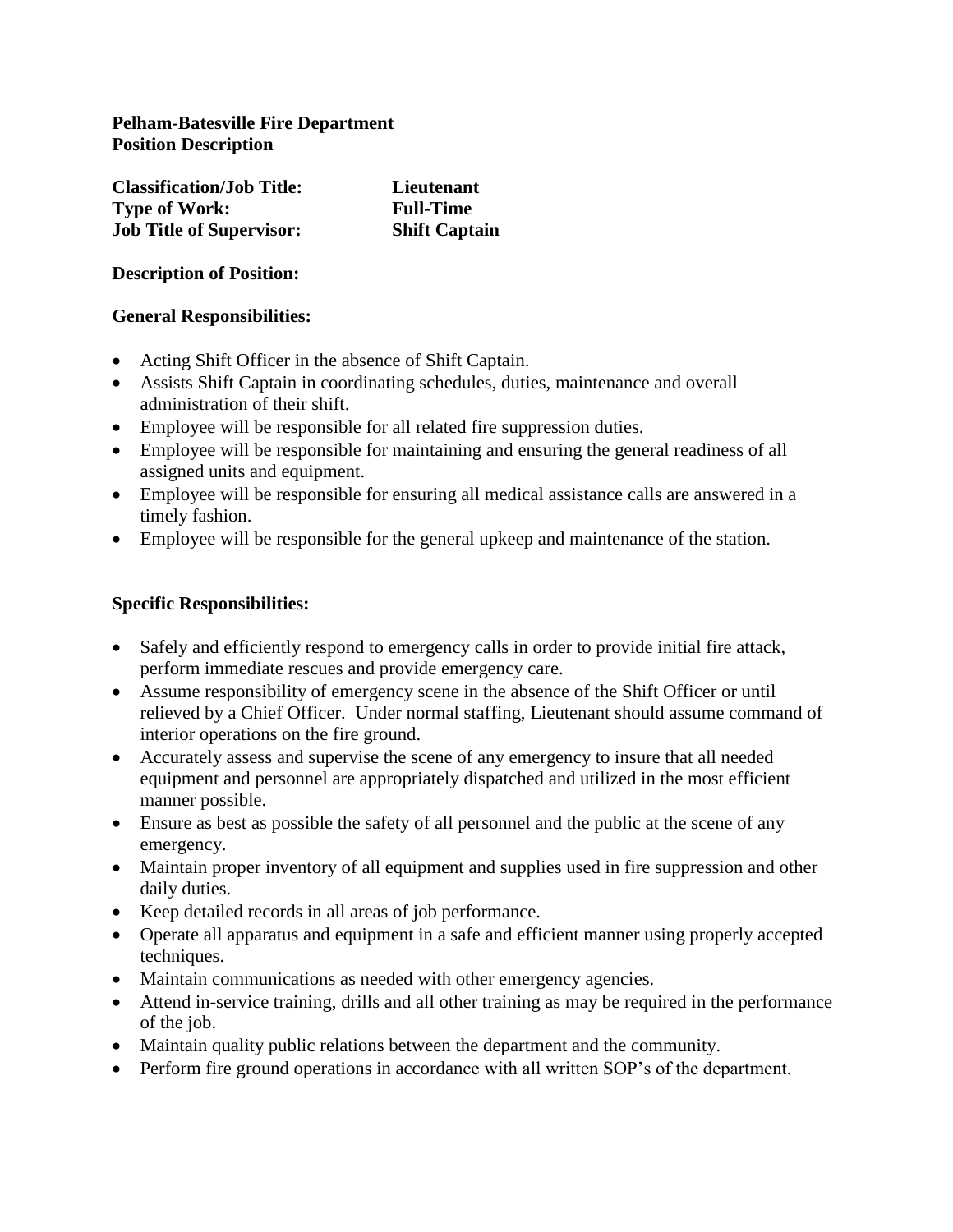**Pelham-Batesville Fire Department**
**Position Description**

| | |
|---|---|
| **Classification/Job Title:** | **Lieutenant** |
| **Type of Work:** | **Full-Time** |
| **Job Title of Supervisor:** | **Shift Captain** |

**Description of Position:**

**General Responsibilities:**

- Acting Shift Officer in the absence of Shift Captain.
- Assists Shift Captain in coordinating schedules, duties, maintenance and overall administration of their shift.
- Employee will be responsible for all related fire suppression duties.
- Employee will be responsible for maintaining and ensuring the general readiness of all assigned units and equipment.
- Employee will be responsible for ensuring all medical assistance calls are answered in a timely fashion.
- Employee will be responsible for the general upkeep and maintenance of the station.

**Specific Responsibilities:**

- Safely and efficiently respond to emergency calls in order to provide initial fire attack, perform immediate rescues and provide emergency care.
- Assume responsibility of emergency scene in the absence of the Shift Officer or until relieved by a Chief Officer. Under normal staffing, Lieutenant should assume command of interior operations on the fire ground.
- Accurately assess and supervise the scene of any emergency to insure that all needed equipment and personnel are appropriately dispatched and utilized in the most efficient manner possible.
- Ensure as best as possible the safety of all personnel and the public at the scene of any emergency.
- Maintain proper inventory of all equipment and supplies used in fire suppression and other daily duties.
- Keep detailed records in all areas of job performance.
- Operate all apparatus and equipment in a safe and efficient manner using properly accepted techniques.
- Maintain communications as needed with other emergency agencies.
- Attend in-service training, drills and all other training as may be required in the performance of the job.
- Maintain quality public relations between the department and the community.
- Perform fire ground operations in accordance with all written SOP's of the department.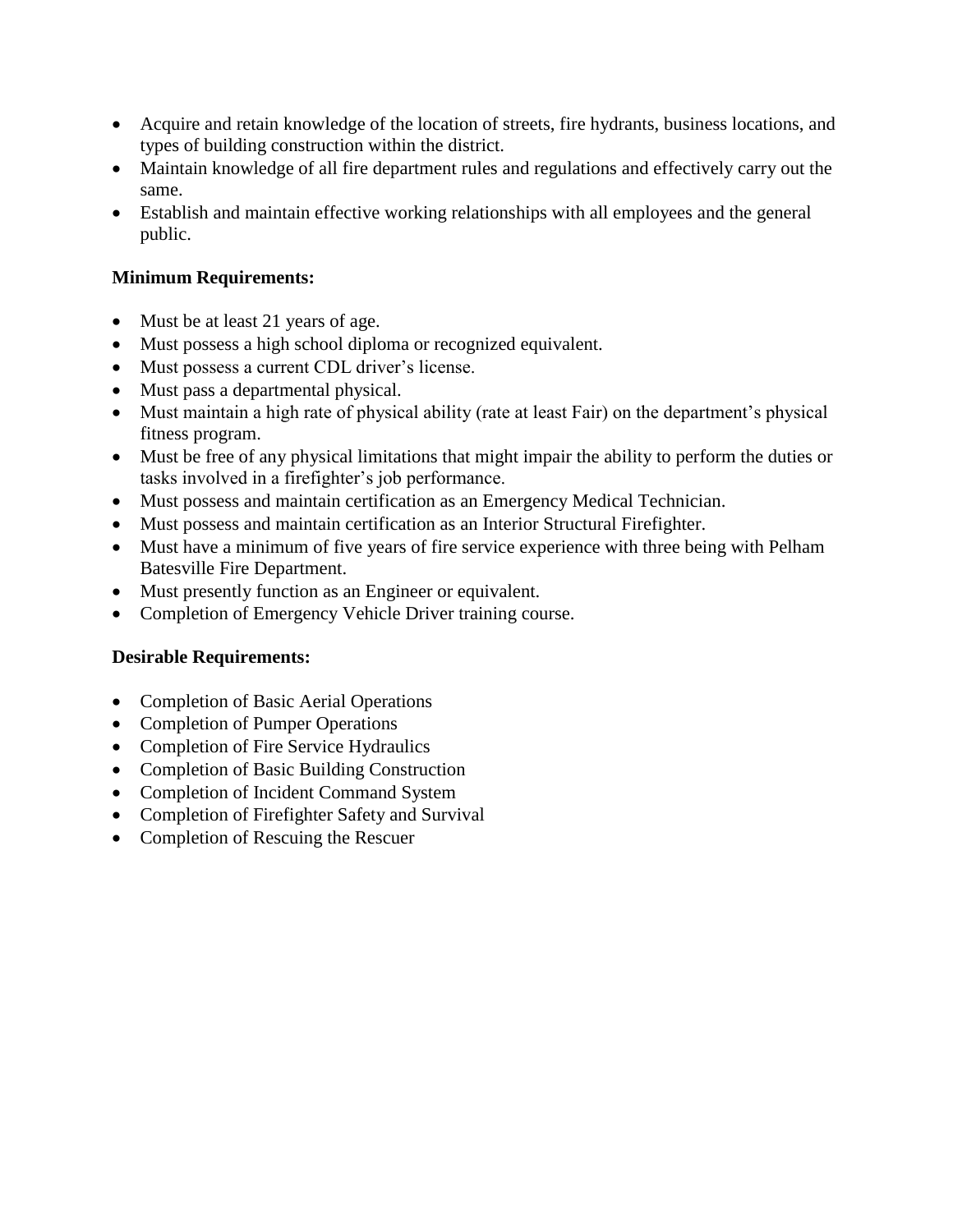- Acquire and retain knowledge of the location of streets, fire hydrants, business locations, and types of building construction within the district.
- Maintain knowledge of all fire department rules and regulations and effectively carry out the same.
- Establish and maintain effective working relationships with all employees and the general public.

**Minimum Requirements:**

- Must be at least 21 years of age.
- Must possess a high school diploma or recognized equivalent.
- Must possess a current CDL driver's license.
- Must pass a departmental physical.
- Must maintain a high rate of physical ability (rate at least Fair) on the department's physical fitness program.
- Must be free of any physical limitations that might impair the ability to perform the duties or tasks involved in a firefighter's job performance.
- Must possess and maintain certification as an Emergency Medical Technician.
- Must possess and maintain certification as an Interior Structural Firefighter.
- Must have a minimum of five years of fire service experience with three being with Pelham Batesville Fire Department.
- Must presently function as an Engineer or equivalent.
- Completion of Emergency Vehicle Driver training course.

**Desirable Requirements:**

- Completion of Basic Aerial Operations
- Completion of Pumper Operations
- Completion of Fire Service Hydraulics
- Completion of Basic Building Construction
- Completion of Incident Command System
- Completion of Firefighter Safety and Survival
- Completion of Rescuing the Rescuer